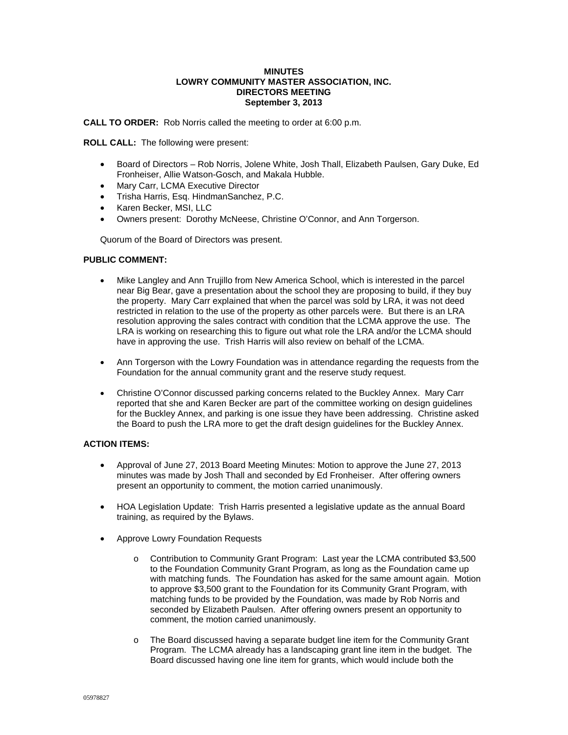**MINUTES**
**LOWRY COMMUNITY MASTER ASSOCIATION, INC.**
**DIRECTORS MEETING**
**September 3, 2013**

**CALL TO ORDER:** Rob Norris called the meeting to order at 6:00 p.m.

**ROLL CALL:** The following were present:

- Board of Directors – Rob Norris, Jolene White, Josh Thall, Elizabeth Paulsen, Gary Duke, Ed Fronheiser, Allie Watson-Gosch, and Makala Hubble.
- Mary Carr, LCMA Executive Director
- Trisha Harris, Esq. HindmanSanchez, P.C.
- Karen Becker, MSI, LLC
- Owners present: Dorothy McNeese, Christine O'Connor, and Ann Torgerson.

Quorum of the Board of Directors was present.

**PUBLIC COMMENT:**

- Mike Langley and Ann Trujillo from New America School, which is interested in the parcel near Big Bear, gave a presentation about the school they are proposing to build, if they buy the property. Mary Carr explained that when the parcel was sold by LRA, it was not deed restricted in relation to the use of the property as other parcels were. But there is an LRA resolution approving the sales contract with condition that the LCMA approve the use. The LRA is working on researching this to figure out what role the LRA and/or the LCMA should have in approving the use. Trish Harris will also review on behalf of the LCMA.

- Ann Torgerson with the Lowry Foundation was in attendance regarding the requests from the Foundation for the annual community grant and the reserve study request.

- Christine O'Connor discussed parking concerns related to the Buckley Annex. Mary Carr reported that she and Karen Becker are part of the committee working on design guidelines for the Buckley Annex, and parking is one issue they have been addressing. Christine asked the Board to push the LRA more to get the draft design guidelines for the Buckley Annex.

**ACTION ITEMS:**

- Approval of June 27, 2013 Board Meeting Minutes: Motion to approve the June 27, 2013 minutes was made by Josh Thall and seconded by Ed Fronheiser. After offering owners present an opportunity to comment, the motion carried unanimously.

- HOA Legislation Update: Trish Harris presented a legislative update as the annual Board training, as required by the Bylaws.

- Approve Lowry Foundation Requests

  - Contribution to Community Grant Program: Last year the LCMA contributed $3,500 to the Foundation Community Grant Program, as long as the Foundation came up with matching funds. The Foundation has asked for the same amount again. Motion to approve $3,500 grant to the Foundation for its Community Grant Program, with matching funds to be provided by the Foundation, was made by Rob Norris and seconded by Elizabeth Paulsen. After offering owners present an opportunity to comment, the motion carried unanimously.

  - The Board discussed having a separate budget line item for the Community Grant Program. The LCMA already has a landscaping grant line item in the budget. The Board discussed having one line item for grants, which would include both the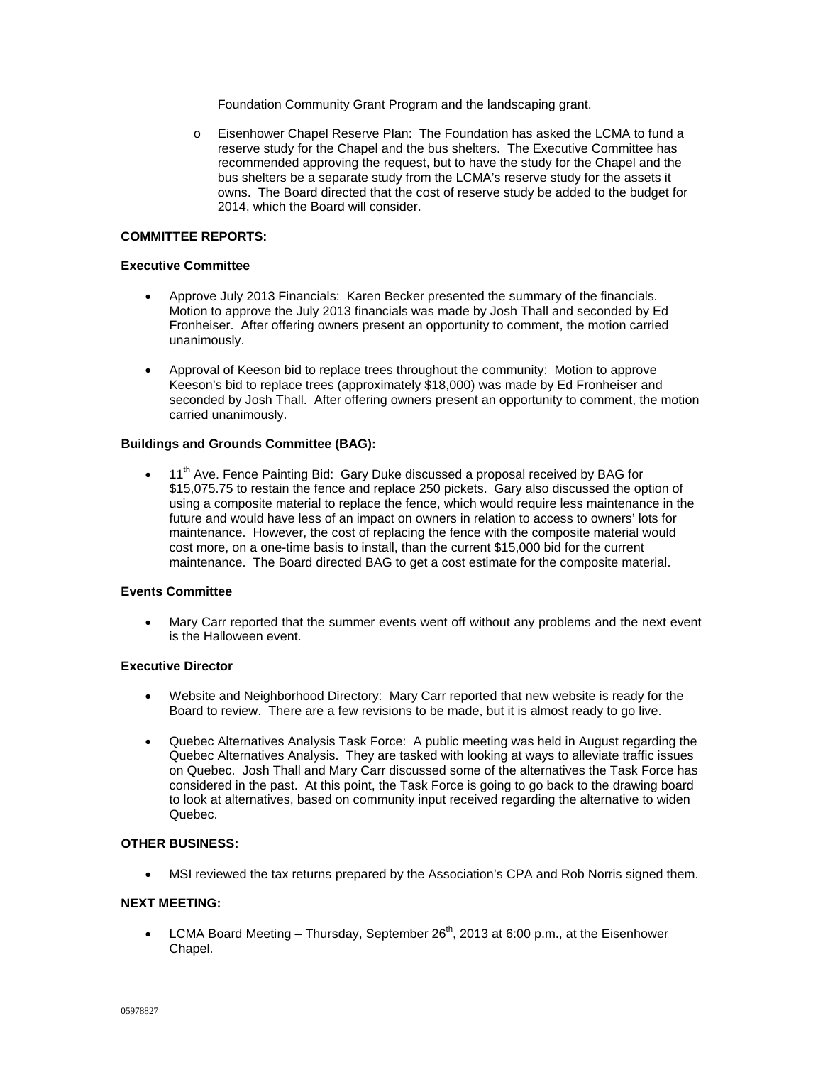Foundation Community Grant Program and the landscaping grant.

- Eisenhower Chapel Reserve Plan: The Foundation has asked the LCMA to fund a reserve study for the Chapel and the bus shelters. The Executive Committee has recommended approving the request, but to have the study for the Chapel and the bus shelters be a separate study from the LCMA's reserve study for the assets it owns. The Board directed that the cost of reserve study be added to the budget for 2014, which the Board will consider.

**COMMITTEE REPORTS:**

**Executive Committee**

- Approve July 2013 Financials: Karen Becker presented the summary of the financials. Motion to approve the July 2013 financials was made by Josh Thall and seconded by Ed Fronheiser. After offering owners present an opportunity to comment, the motion carried unanimously.

- Approval of Keeson bid to replace trees throughout the community: Motion to approve Keeson's bid to replace trees (approximately $18,000) was made by Ed Fronheiser and seconded by Josh Thall. After offering owners present an opportunity to comment, the motion carried unanimously.

**Buildings and Grounds Committee (BAG):**

- 11th Ave. Fence Painting Bid: Gary Duke discussed a proposal received by BAG for $15,075.75 to restain the fence and replace 250 pickets. Gary also discussed the option of using a composite material to replace the fence, which would require less maintenance in the future and would have less of an impact on owners in relation to access to owners' lots for maintenance. However, the cost of replacing the fence with the composite material would cost more, on a one-time basis to install, than the current $15,000 bid for the current maintenance. The Board directed BAG to get a cost estimate for the composite material.

**Events Committee**

- Mary Carr reported that the summer events went off without any problems and the next event is the Halloween event.

**Executive Director**

- Website and Neighborhood Directory: Mary Carr reported that new website is ready for the Board to review. There are a few revisions to be made, but it is almost ready to go live.

- Quebec Alternatives Analysis Task Force: A public meeting was held in August regarding the Quebec Alternatives Analysis. They are tasked with looking at ways to alleviate traffic issues on Quebec. Josh Thall and Mary Carr discussed some of the alternatives the Task Force has considered in the past. At this point, the Task Force is going to go back to the drawing board to look at alternatives, based on community input received regarding the alternative to widen Quebec.

**OTHER BUSINESS:**

- MSI reviewed the tax returns prepared by the Association's CPA and Rob Norris signed them.

**NEXT MEETING:**

- LCMA Board Meeting – Thursday, September 26th, 2013 at 6:00 p.m., at the Eisenhower Chapel.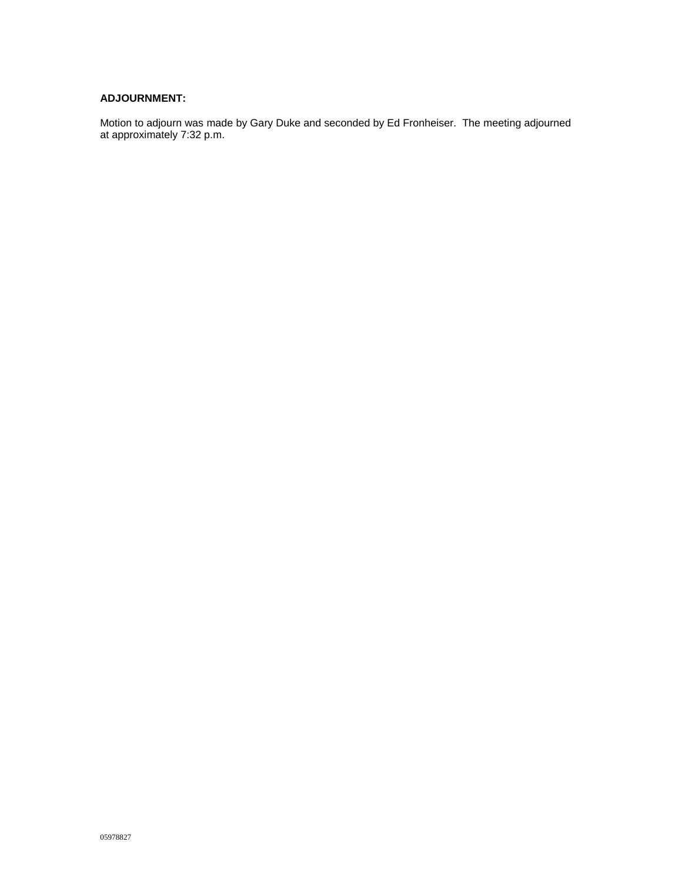**ADJOURNMENT:**

Motion to adjourn was made by Gary Duke and seconded by Ed Fronheiser. The meeting adjourned at approximately 7:32 p.m.

05978827